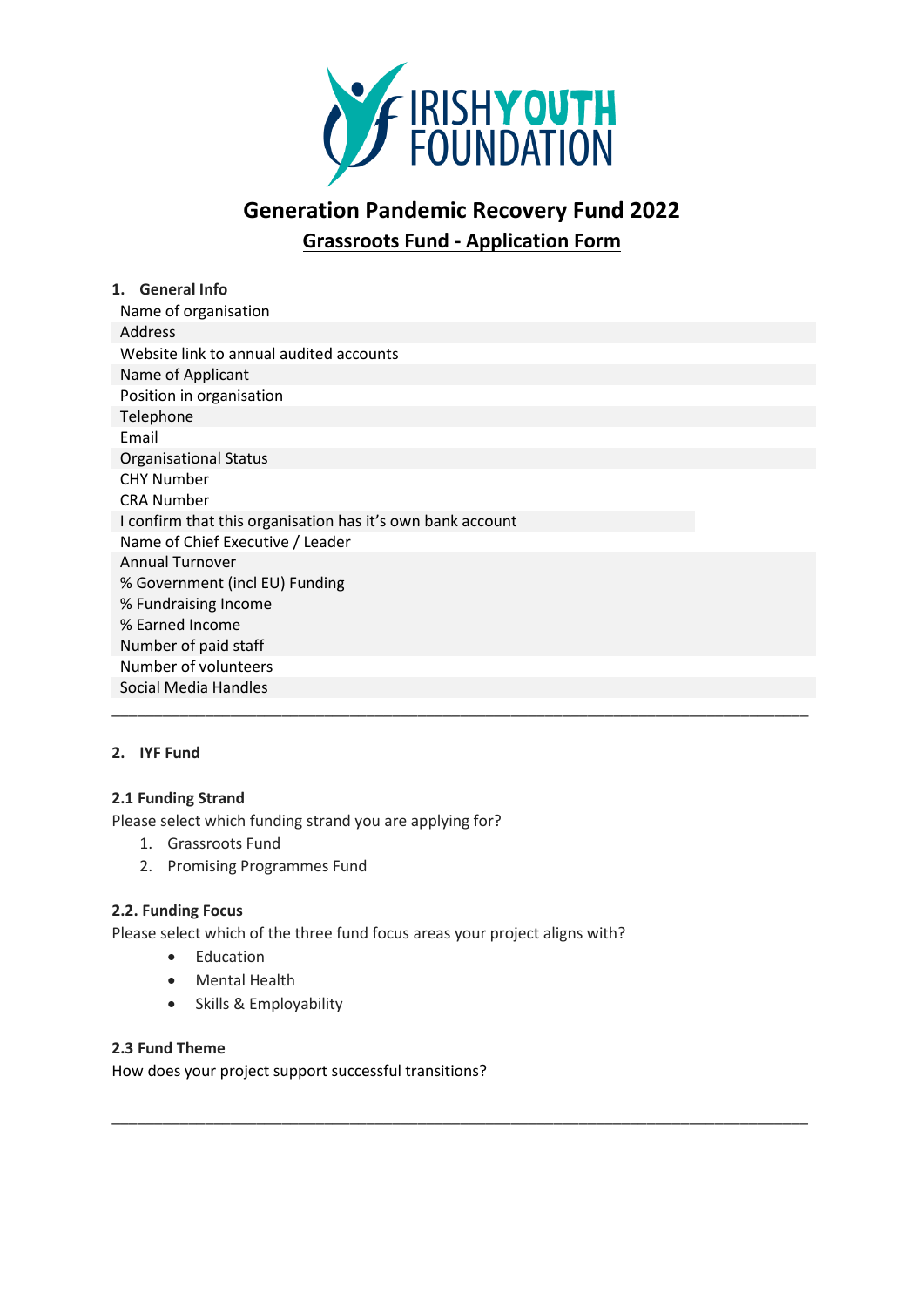IRISH YOUTH FOUNDATION

# Generation Pandemic Recovery Fund 2022

## Grassroots Fund - Application Form

**1. General Info**

| Name of organisation | |
|---|---|
| Address | |
| Website link to annual audited accounts | |
| Name of Applicant | |
| Position in organisation | |
| Telephone | |
| Email | |
| Organisational Status | |
| CHY Number | |
| CRA Number | |
| I confirm that this organisation has it's own bank account | |
| Name of Chief Executive / Leader | |
| Annual Turnover | |
| % Government (incl EU) Funding | |
| % Fundraising Income | |
| % Earned Income | |
| Number of paid staff | |
| Number of volunteers | |
| Social Media Handles | |

---

**2. IYF Fund**

**2.1 Funding Strand**

Please select which funding strand you are applying for?

1. Grassroots Fund
2. Promising Programmes Fund

**2.2. Funding Focus**

Please select which of the three fund focus areas your project aligns with?

- Education
- Mental Health
- Skills & Employability

**2.3 Fund Theme**

How does your project support successful transitions?

---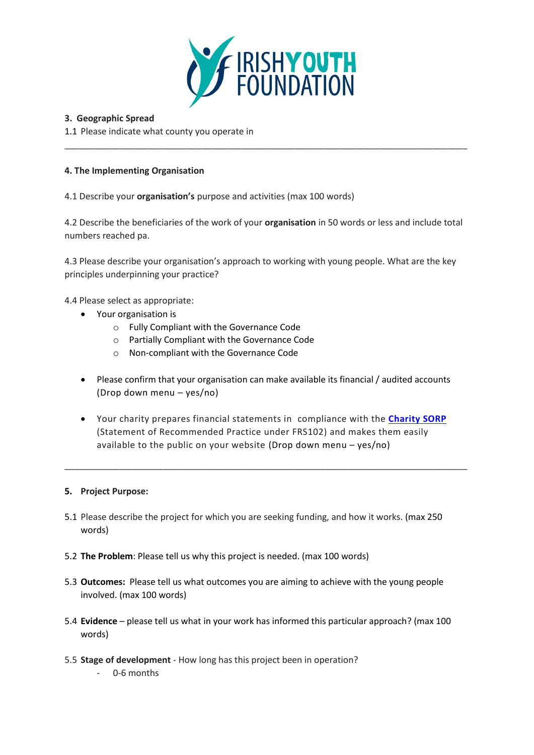**3. Geographic Spread**

1.1 Please indicate what county you operate in

---

**4. The Implementing Organisation**

4.1 Describe your **organisation's** purpose and activities (max 100 words)

4.2 Describe the beneficiaries of the work of your **organisation** in 50 words or less and include total numbers reached pa.

4.3 Please describe your organisation's approach to working with young people. What are the key principles underpinning your practice?

4.4 Please select as appropriate:

- Your organisation is
  - Fully Compliant with the Governance Code
  - Partially Compliant with the Governance Code
  - Non-compliant with the Governance Code

- Please confirm that your organisation can make available its financial / audited accounts (Drop down menu – yes/no)

- Your charity prepares financial statements in compliance with the **Charity SORP** (Statement of Recommended Practice under FRS102) and makes them easily available to the public on your website (Drop down menu – yes/no)

---

**5. Project Purpose:**

5.1 Please describe the project for which you are seeking funding, and how it works. (max 250 words)

5.2 **The Problem**: Please tell us why this project is needed. (max 100 words)

5.3 **Outcomes:** Please tell us what outcomes you are aiming to achieve with the young people involved. (max 100 words)

5.4 **Evidence** – please tell us what in your work has informed this particular approach? (max 100 words)

5.5 **Stage of development** - How long has this project been in operation?

- 0-6 months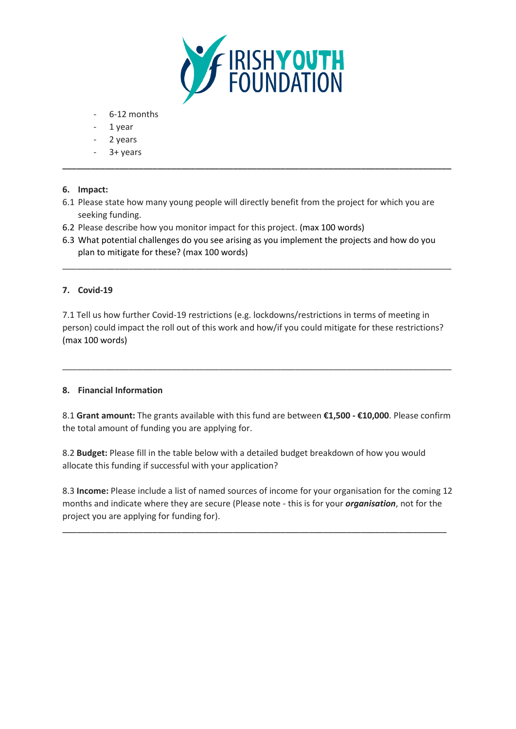- 6-12 months
- 1 year
- 2 years
- 3+ years

---

## 6. Impact:

6.1 Please state how many young people will directly benefit from the project for which you are seeking funding.

6.2 Please describe how you monitor impact for this project. (max 100 words)

6.3 What potential challenges do you see arising as you implement the projects and how do you plan to mitigate for these? (max 100 words)

---

## 7. Covid-19

7.1 Tell us how further Covid-19 restrictions (e.g. lockdowns/restrictions in terms of meeting in person) could impact the roll out of this work and how/if you could mitigate for these restrictions? (max 100 words)

---

## 8. Financial Information

8.1 **Grant amount:** The grants available with this fund are between **€1,500 - €10,000**. Please confirm the total amount of funding you are applying for.

8.2 **Budget:** Please fill in the table below with a detailed budget breakdown of how you would allocate this funding if successful with your application?

8.3 **Income:** Please include a list of named sources of income for your organisation for the coming 12 months and indicate where they are secure (Please note - this is for your ***organisation***, not for the project you are applying for funding for).

---